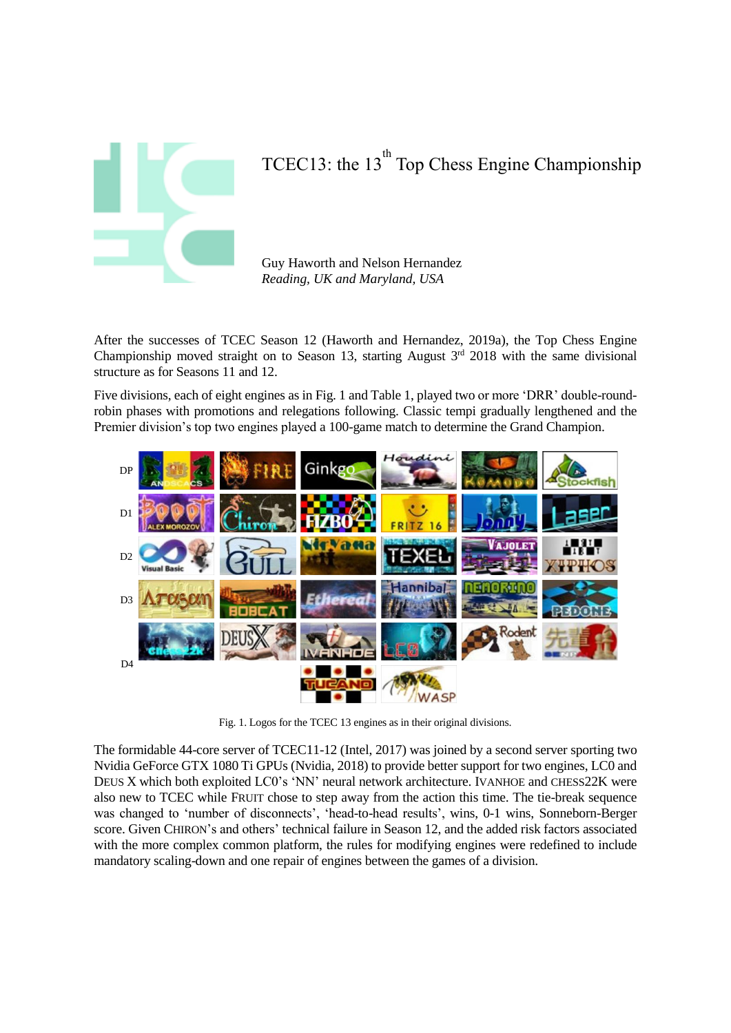# TCEC13: the 13th Top Chess Engine Championship

Guy Haworth and Nelson Hernandez
*Reading, UK and Maryland, USA*

After the successes of TCEC Season 12 (Haworth and Hernandez, 2019a), the Top Chess Engine Championship moved straight on to Season 13, starting August 3rd 2018 with the same divisional structure as for Seasons 11 and 12.

Five divisions, each of eight engines as in Fig. 1 and Table 1, played two or more 'DRR' double-round-robin phases with promotions and relegations following. Classic tempi gradually lengthened and the Premier division's top two engines played a 100-game match to determine the Grand Champion.

Fig. 1. Logos for the TCEC 13 engines as in their original divisions.

The formidable 44-core server of TCEC11-12 (Intel, 2017) was joined by a second server sporting two Nvidia GeForce GTX 1080 Ti GPUs (Nvidia, 2018) to provide better support for two engines, LC0 and DEUS X which both exploited LC0's 'NN' neural network architecture. IVANHOE and CHESS22K were also new to TCEC while FRUIT chose to step away from the action this time. The tie-break sequence was changed to 'number of disconnects', 'head-to-head results', wins, 0-1 wins, Sonneborn-Berger score. Given CHIRON's and others' technical failure in Season 12, and the added risk factors associated with the more complex common platform, the rules for modifying engines were redefined to include mandatory scaling-down and one repair of engines between the games of a division.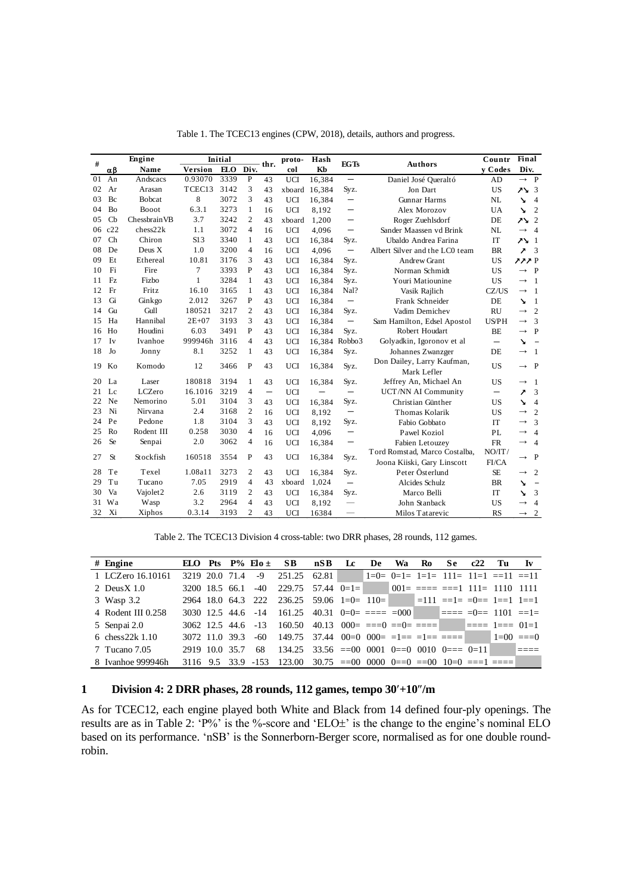Table 1. The TCEC13 engines (CPW, 2018), details, authors and progress.

| # | $\alpha\beta$ | Engine Name | Initial Version | Initial ELO | Initial Div. | thr. | proto-col | Hash Kb | EGTs | Authors | Country Codes | Final Div. |
|---|---|---|---|---|---|---|---|---|---|---|---|---|
| 01 | An | Andscacs | 0.93070 | 3339 | P | 43 | UCI | 16,384 | — | Daniel José Queraltó | AD | → P |
| 02 | Ar | Arasan | TCEC13 | 3142 | 3 | 43 | xboard | 16,384 | Syz. | Jon Dart | US | ↗↘ 3 |
| 03 | Bc | Bobcat | 8 | 3072 | 3 | 43 | UCI | 16,384 | — | Gunnar Harms | NL | ↘ 4 |
| 04 | Bo | Booot | 6.3.1 | 3273 | 1 | 16 | UCI | 8,192 | — | Alex Morozov | UA | ↘ 2 |
| 05 | Cb | ChessbrainVB | 3.7 | 3242 | 2 | 43 | xboard | 1,200 | — | Roger Zuehlsdorf | DE | ↗↘ 2 |
| 06 | c22 | chess22k | 1.1 | 3072 | 4 | 16 | UCI | 4,096 | — | Sander Maassen vd Brink | NL | → 4 |
| 07 | Ch | Chiron | S13 | 3340 | 1 | 43 | UCI | 16,384 | Syz. | Ubaldo Andrea Farina | IT | ↗↘ 1 |
| 08 | De | Deus X | 1.0 | 3200 | 4 | 16 | UCI | 4,096 | — | Albert Silver and the LC0 team | BR | ↗ 3 |
| 09 | Et | Ethereal | 10.81 | 3176 | 3 | 43 | UCI | 16,384 | Syz. | Andrew Grant | US | ↗↗↗ P |
| 10 | Fi | Fire | 7 | 3393 | P | 43 | UCI | 16,384 | Syz. | Norman Schmidt | US | → P |
| 11 | Fz | Fizbo | 1 | 3284 | 1 | 43 | UCI | 16,384 | Syz. | Youri Matiounine | US | → 1 |
| 12 | Fr | Fritz | 16.10 | 3165 | 1 | 43 | UCI | 16,384 | Nal? | Vasik Rajlich | CZ/US | → 1 |
| 13 | Gi | Ginkgo | 2.012 | 3267 | P | 43 | UCI | 16,384 | — | Frank Schneider | DE | ↘ 1 |
| 14 | Gu | Gull | 180521 | 3217 | 2 | 43 | UCI | 16,384 | Syz. | Vadim Demichev | RU | → 2 |
| 15 | Ha | Hannibal | 2E+07 | 3193 | 3 | 43 | UCI | 16,384 | — | Sam Hamilton, Edsel Apostol | US/PH | → 3 |
| 16 | Ho | Houdini | 6.03 | 3491 | P | 43 | UCI | 16,384 | Syz. | Robert Houdart | BE | → P |
| 17 | Iv | Ivanhoe | 999946h | 3116 | 4 | 43 | UCI | 16,384 | Robbo3 | Golyadkin, Igoronov et al | — | ↘ – |
| 18 | Jo | Jonny | 8.1 | 3252 | 1 | 43 | UCI | 16,384 | Syz. | Johannes Zwanzger | DE | → 1 |
| 19 | Ko | Komodo | 12 | 3466 | P | 43 | UCI | 16,384 | Syz. | Don Dailey, Larry Kaufman, Mark Lefler | US | → P |
| 20 | La | Laser | 180818 | 3194 | 1 | 43 | UCI | 16,384 | Syz. | Jeffrey An, Michael An | US | → 1 |
| 21 | Lc | LCZero | 16.1016 | 3219 | 4 | — | UCI | — | — | UCT/NN AI Community | — | ↗ 3 |
| 22 | Ne | Nemorino | 5.01 | 3104 | 3 | 43 | UCI | 16,384 | Syz. | Christian Günther | US | ↘ 4 |
| 23 | Ni | Nirvana | 2.4 | 3168 | 2 | 16 | UCI | 8,192 | — | Thomas Kolarik | US | → 2 |
| 24 | Pe | Pedone | 1.8 | 3104 | 3 | 16 | UCI | 8,192 | Syz. | Fabio Gobbato | IT | → 3 |
| 25 | Ro | Rodent III | 0.258 | 3030 | 4 | 16 | UCI | 4,096 | — | Pawel Koziol | PL | → 4 |
| 26 | Se | Senpai | 2.0 | 3062 | 4 | 16 | UCI | 16,384 | — | Fabien Letouzey | FR | → 4 |
| 27 | St | Stockfish | 160518 | 3554 | P | 43 | UCI | 16,384 | Syz. | Tord Romstad, Marco Costalba, Joona Kiiski, Gary Linscott | NO/IT/FI/CA | → P |
| 28 | Te | Texel | 1.08a11 | 3273 | 2 | 43 | UCI | 16,384 | Syz. | Peter Österlund | SE | → 2 |
| 29 | Tu | Tucano | 7.05 | 2919 | 4 | 43 | xboard | 1,024 | — | Alcides Schulz | BR | ↘ – |
| 30 | Va | Vajolet2 | 2.6 | 3119 | 2 | 43 | UCI | 16,384 | Syz. | Marco Belli | IT | ↘ 3 |
| 31 | Wa | Wasp | 3.2 | 2964 | 4 | 43 | UCI | 8,192 | — | John Stanback | US | → 4 |
| 32 | Xi | Xiphos | 0.3.14 | 3193 | 2 | 43 | UCI | 16384 | — | Milos Tatarevic | RS | → 2 |

Table 2. The TCEC13 Division 4 cross-table: two DRR phases, 28 rounds, 112 games.

| # | Engine | ELO | Pts | P% | Elo ± | SB | nSB | Lc | De | Wa | Ro | Se | c22 | Tu | Iv |
|---|---|---|---|---|---|---|---|---|---|---|---|---|---|---|---|
| 1 | LCZero 16.10161 | 3219 | 20.0 | 71.4 | -9 | 251.25 | 62.81 | | 1=0= | 0=1= | 1=1= | 111= | 11=1 | ==11 | ==11 |
| 2 | DeusX 1.0 | 3200 | 18.5 | 66.1 | -40 | 229.75 | 57.44 | 0=1= | | 001= | ==== | ===1 | 111= | 1110 | 1111 |
| 3 | Wasp 3.2 | 2964 | 18.0 | 64.3 | 222 | 236.25 | 59.06 | 1=0= | 110= | | =111 | ==1= | =0== | 1==1 | 1==1 |
| 4 | Rodent III 0.258 | 3030 | 12.5 | 44.6 | -14 | 161.25 | 40.31 | 0=0= | ==== | =000 | | ==== | =0== | 1101 | ==1= |
| 5 | Senpai 2.0 | 3062 | 12.5 | 44.6 | -13 | 160.50 | 40.13 | 000= | ===0 | ==0= | ==== | | ==== | 1=== | 01=1 |
| 6 | chess22k 1.10 | 3072 | 11.0 | 39.3 | -60 | 149.75 | 37.44 | 00=0 | 000= | =1== | =1== | ==== | | 1=00 | ===0 |
| 7 | Tucano 7.05 | 2919 | 10.0 | 35.7 | 68 | 134.25 | 33.56 | ==00 | 0001 | 0==0 | 0010 | 0=== | 0=11 | | ==== |
| 8 | Ivanhoe 999946h | 3116 | 9.5 | 33.9 | -153 | 123.00 | 30.75 | ==00 | 0000 | 0==0 | ==00 | 10=0 | ===1 | ==== | |

## 1 Division 4: 2 DRR phases, 28 rounds, 112 games, tempo 30′+10″/m

As for TCEC12, each engine played both White and Black from 14 defined four-ply openings. The results are as in Table 2: 'P%' is the %-score and 'ELO±' is the change to the engine's nominal ELO based on its performance. 'nSB' is the Sonnerborn-Berger score, normalised as for one double round-robin.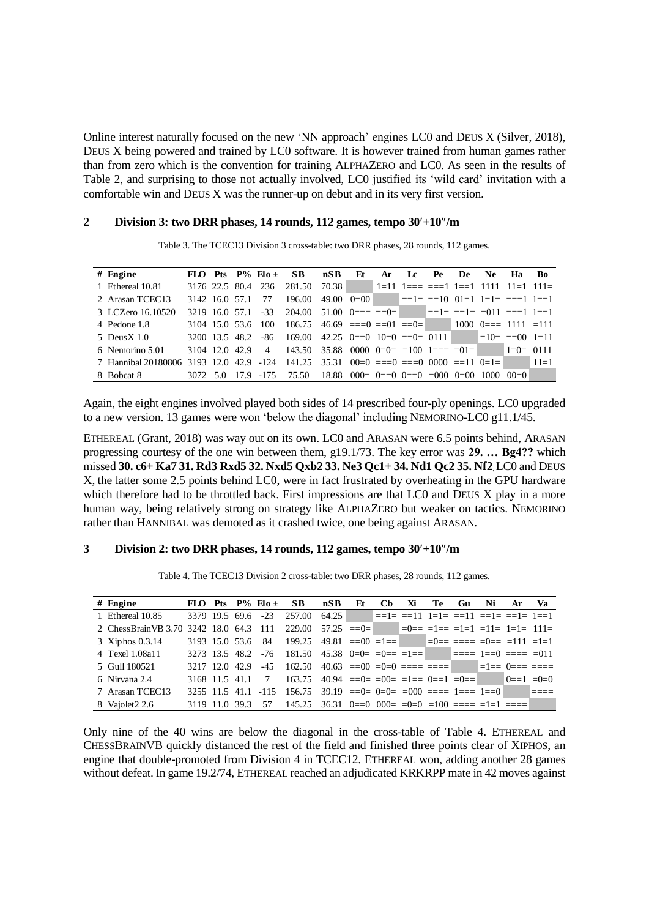Online interest naturally focused on the new 'NN approach' engines LC0 and DEUS X (Silver, 2018), DEUS X being powered and trained by LC0 software. It is however trained from human games rather than from zero which is the convention for training ALPHAZERO and LC0. As seen in the results of Table 2, and surprising to those not actually involved, LC0 justified its 'wild card' invitation with a comfortable win and DEUS X was the runner-up on debut and in its very first version.

## 2 Division 3: two DRR phases, 14 rounds, 112 games, tempo 30′+10″/m

Table 3. The TCEC13 Division 3 cross-table: two DRR phases, 28 rounds, 112 games.

| # | Engine | ELO | Pts | P% | Elo ± | SB | nSB | Et | Ar | Lc | Pe | De | Ne | Ha | Bo |
|---|---|---|---|---|---|---|---|---|---|---|---|---|---|---|---|
| 1 | Ethereal 10.81 | 3176 | 22.5 | 80.4 | 236 | 281.50 | 70.38 | | 1=11 | 1=== | ===1 | 1==1 | 1111 | 11=1 | 111= |
| 2 | Arasan TCEC13 | 3142 | 16.0 | 57.1 | 77 | 196.00 | 49.00 | 0=00 | | ==1= | ==10 | 01=1 | 1=1= | ===1 | 1==1 |
| 3 | LCZero 16.10520 | 3219 | 16.0 | 57.1 | -33 | 204.00 | 51.00 | 0=== | ==0= | | ==1= | ==1= | =011 | ===1 | 1==1 |
| 4 | Pedone 1.8 | 3104 | 15.0 | 53.6 | 100 | 186.75 | 46.69 | ===0 | ==01 | ==0= | | 1000 | 0=== | 1111 | =111 |
| 5 | DeusX 1.0 | 3200 | 13.5 | 48.2 | -86 | 169.00 | 42.25 | 0==0 | 10=0 | ==0= | 0111 | | =10= | ==00 | 1=11 |
| 6 | Nemorino 5.01 | 3104 | 12.0 | 42.9 | 4 | 143.50 | 35.88 | 0000 | 0=0= | =100 | 1=== | =01= | | 1=0= | 0111 |
| 7 | Hannibal 20180806 | 3193 | 12.0 | 42.9 | -124 | 141.25 | 35.31 | 00=0 | ===0 | ===0 | 0000 | ==11 | 0=1= | | 11=1 |
| 8 | Bobcat 8 | 3072 | 5.0 | 17.9 | -175 | 75.50 | 18.88 | 000= | 0==0 | 0==0 | =000 | 0=00 | 1000 | 00=0 | |

Again, the eight engines involved played both sides of 14 prescribed four-ply openings. LC0 upgraded to a new version. 13 games were won 'below the diagonal' including NEMORINO-LC0 g11.1/45.

ETHEREAL (Grant, 2018) was way out on its own. LC0 and ARASAN were 6.5 points behind, ARASAN progressing courtesy of the one win between them, g19.1/73. The key error was **29. … Bg4??** which missed **30. c6+ Ka7 31. Rd3 Rxd5 32. Nxd5 Qxb2 33. Ne3 Qc1+ 34. Nd1 Qc2 35. Nf2**. LC0 and DEUS X, the latter some 2.5 points behind LC0, were in fact frustrated by overheating in the GPU hardware which therefore had to be throttled back. First impressions are that LC0 and DEUS X play in a more human way, being relatively strong on strategy like ALPHAZERO but weaker on tactics. NEMORINO rather than HANNIBAL was demoted as it crashed twice, one being against ARASAN.

## 3 Division 2: two DRR phases, 14 rounds, 112 games, tempo 30′+10″/m

Table 4. The TCEC13 Division 2 cross-table: two DRR phases, 28 rounds, 112 games.

| # | Engine | ELO | Pts | P% | Elo ± | SB | nSB | Et | Cb | Xi | Te | Gu | Ni | Ar | Va |
|---|---|---|---|---|---|---|---|---|---|---|---|---|---|---|---|
| 1 | Ethereal 10.85 | 3379 | 19.5 | 69.6 | -23 | 257.00 | 64.25 | | ==1= | ==11 | 1=1= | ==11 | ==1= | ==1= | 1==1 |
| 2 | ChessBrainVB 3.70 | 3242 | 18.0 | 64.3 | 111 | 229.00 | 57.25 | ==0= | | =0== | =1== | =1=1 | =11= | 1=1= | 111= |
| 3 | Xiphos 0.3.14 | 3193 | 15.0 | 53.6 | 84 | 199.25 | 49.81 | ==00 | =1== | | =0== | ==== | =0== | =111 | =1=1 |
| 4 | Texel 1.08a11 | 3273 | 13.5 | 48.2 | -76 | 181.50 | 45.38 | 0=0= | =0== | =1== | | ==== | 1==0 | ==== | =011 |
| 5 | Gull 180521 | 3217 | 12.0 | 42.9 | -45 | 162.50 | 40.63 | ==00 | =0=0 | ==== | ==== | | =1== | 0=== | ==== |
| 6 | Nirvana 2.4 | 3168 | 11.5 | 41.1 | 7 | 163.75 | 40.94 | ==0= | =00= | =1== | 0==1 | =0== | | 0==1 | =0=0 |
| 7 | Arasan TCEC13 | 3255 | 11.5 | 41.1 | -115 | 156.75 | 39.19 | ==0= | 0=0= | =000 | ==== | 1=== | 1==0 | | ==== |
| 8 | Vajolet2 2.6 | 3119 | 11.0 | 39.3 | 57 | 145.25 | 36.31 | 0==0 | 000= | =0=0 | =100 | ==== | =1=1 | ==== | |

Only nine of the 40 wins are below the diagonal in the cross-table of Table 4. ETHEREAL and CHESSBRAINVB quickly distanced the rest of the field and finished three points clear of XIPHOS, an engine that double-promoted from Division 4 in TCEC12. ETHEREAL won, adding another 28 games without defeat. In game 19.2/74, ETHEREAL reached an adjudicated KRKRPP mate in 42 moves against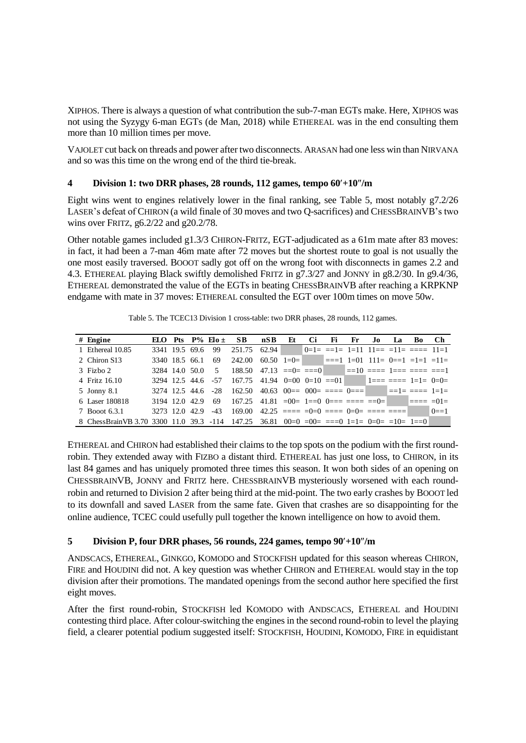XIPHOS. There is always a question of what contribution the sub-7-man EGTs make. Here, XIPHOS was not using the Syzygy 6-man EGTs (de Man, 2018) while ETHEREAL was in the end consulting them more than 10 million times per move.

VAJOLET cut back on threads and power after two disconnects. ARASAN had one less win than NIRVANA and so was this time on the wrong end of the third tie-break.

## 4 Division 1: two DRR phases, 28 rounds, 112 games, tempo 60′+10″/m

Eight wins went to engines relatively lower in the final ranking, see Table 5, most notably g7.2/26 LASER's defeat of CHIRON (a wild finale of 30 moves and two Q-sacrifices) and CHESSBRAINVB's two wins over FRITZ, g6.2/22 and g20.2/78.

Other notable games included g1.3/3 CHIRON-FRITZ, EGT-adjudicated as a 61m mate after 83 moves: in fact, it had been a 7-man 46m mate after 72 moves but the shortest route to goal is not usually the one most easily traversed. BOOOT sadly got off on the wrong foot with disconnects in games 2.2 and 4.3. ETHEREAL playing Black swiftly demolished FRITZ in g7.3/27 and JONNY in g8.2/30. In g9.4/36, ETHEREAL demonstrated the value of the EGTs in beating CHESSBRAINVB after reaching a KRPKNP endgame with mate in 37 moves: ETHEREAL consulted the EGT over 100m times on move 50w.

Table 5. The TCEC13 Division 1 cross-table: two DRR phases, 28 rounds, 112 games.

| # | Engine | ELO | Pts | P% | Elo ± | SB | nSB | Et | Ci | Fi | Fr | Jo | La | Bo | Ch |
|---|---|---|---|---|---|---|---|---|---|---|---|---|---|---|---|
| 1 | Ethereal 10.85 | 3341 | 19.5 | 69.6 | 99 | 251.75 | 62.94 | | 0=1= | ==1= | 1=11 | 11== | =11= | ==== | 11=1 |
| 2 | Chiron S13 | 3340 | 18.5 | 66.1 | 69 | 242.00 | 60.50 | 1=0= | | ===1 | 1=01 | 111= | 0==1 | =1=1 | =11= |
| 3 | Fizbo 2 | 3284 | 14.0 | 50.0 | 5 | 188.50 | 47.13 | ==0= | ===0 | | ==10 | ==== | 1=== | ==== | ===1 |
| 4 | Fritz 16.10 | 3294 | 12.5 | 44.6 | -57 | 167.75 | 41.94 | 0=00 | 0=10 | ==01 | | 1=== | ==== | 1=1= | 0=0= |
| 5 | Jonny 8.1 | 3274 | 12.5 | 44.6 | -28 | 162.50 | 40.63 | 00== | 000= | ==== | 0=== | | ==1= | ==== | 1=1= |
| 6 | Laser 180818 | 3194 | 12.0 | 42.9 | 69 | 167.25 | 41.81 | =00= | 1==0 | 0=== | ==== | ==0= | | ==== | =01= |
| 7 | Booot 6.3.1 | 3273 | 12.0 | 42.9 | -43 | 169.00 | 42.25 | ==== | =0=0 | ==== | 0=0= | ==== | ==== | | 0==1 |
| 8 | ChessBrainVB 3.70 | 3300 | 11.0 | 39.3 | -114 | 147.25 | 36.81 | 00=0 | =00= | ===0 | 1=1= | 0=0= | =10= | 1==0 | |

ETHEREAL and CHIRON had established their claims to the top spots on the podium with the first round-robin. They extended away with FIZBO a distant third. ETHEREAL has just one loss, to CHIRON, in its last 84 games and has uniquely promoted three times this season. It won both sides of an opening on CHESSBRAINVB, JONNY and FRITZ here. CHESSBRAINVB mysteriously worsened with each round-robin and returned to Division 2 after being third at the mid-point. The two early crashes by BOOOT led to its downfall and saved LASER from the same fate. Given that crashes are so disappointing for the online audience, TCEC could usefully pull together the known intelligence on how to avoid them.

## 5 Division P, four DRR phases, 56 rounds, 224 games, tempo 90′+10″/m

ANDSCACS, ETHEREAL, GINKGO, KOMODO and STOCKFISH updated for this season whereas CHIRON, FIRE and HOUDINI did not. A key question was whether CHIRON and ETHEREAL would stay in the top division after their promotions. The mandated openings from the second author here specified the first eight moves.

After the first round-robin, STOCKFISH led KOMODO with ANDSCACS, ETHEREAL and HOUDINI contesting third place. After colour-switching the engines in the second round-robin to level the playing field, a clearer potential podium suggested itself: STOCKFISH, HOUDINI, KOMODO, FIRE in equidistant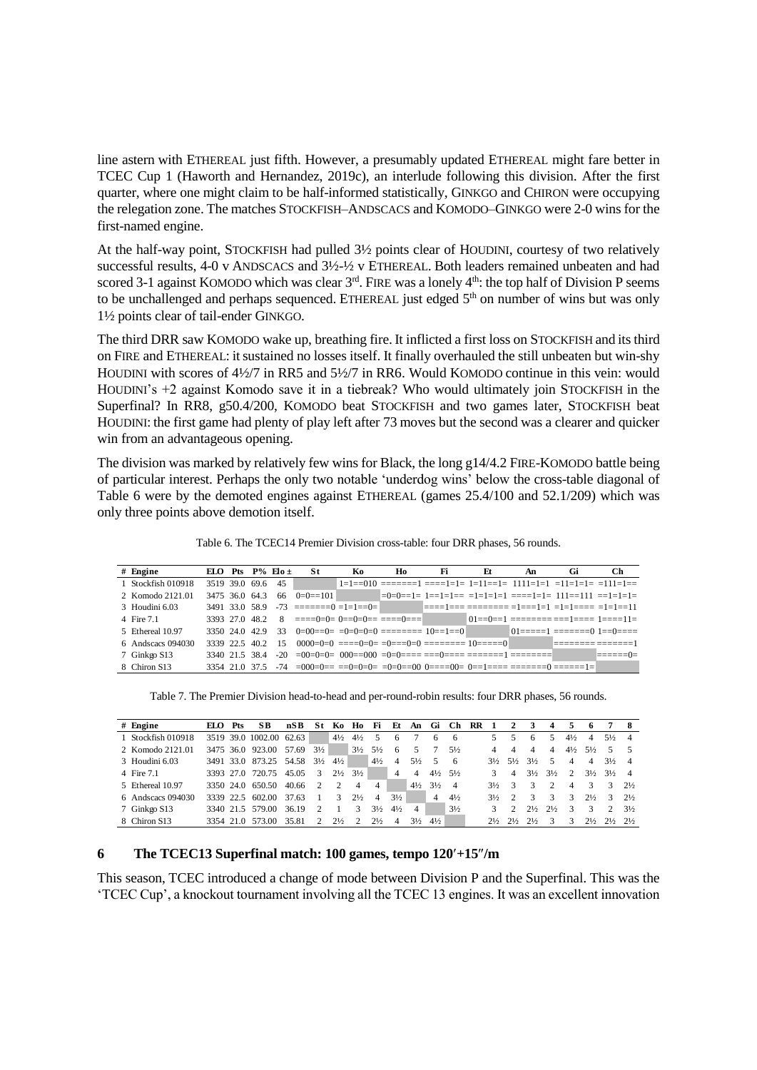line astern with ETHEREAL just fifth. However, a presumably updated ETHEREAL might fare better in TCEC Cup 1 (Haworth and Hernandez, 2019c), an interlude following this division. After the first quarter, where one might claim to be half-informed statistically, GINKGO and CHIRON were occupying the relegation zone. The matches STOCKFISH–ANDSCACS and KOMODO–GINKGO were 2-0 wins for the first-named engine.

At the half-way point, STOCKFISH had pulled 3½ points clear of HOUDINI, courtesy of two relatively successful results, 4-0 v ANDSCACS and 3½-½ v ETHEREAL. Both leaders remained unbeaten and had scored 3-1 against KOMODO which was clear 3rd. FIRE was a lonely 4th: the top half of Division P seems to be unchallenged and perhaps sequenced. ETHEREAL just edged 5th on number of wins but was only 1½ points clear of tail-ender GINKGO.

The third DRR saw KOMODO wake up, breathing fire. It inflicted a first loss on STOCKFISH and its third on FIRE and ETHEREAL: it sustained no losses itself. It finally overhauled the still unbeaten but win-shy HOUDINI with scores of 4½/7 in RR5 and 5½/7 in RR6. Would KOMODO continue in this vein: would HOUDINI's +2 against Komodo save it in a tiebreak? Who would ultimately join STOCKFISH in the Superfinal? In RR8, g50.4/200, KOMODO beat STOCKFISH and two games later, STOCKFISH beat HOUDINI: the first game had plenty of play left after 73 moves but the second was a clearer and quicker win from an advantageous opening.

The division was marked by relatively few wins for Black, the long g14/4.2 FIRE-KOMODO battle being of particular interest. Perhaps the only two notable 'underdog wins' below the cross-table diagonal of Table 6 were by the demoted engines against ETHEREAL (games 25.4/100 and 52.1/209) which was only three points above demotion itself.

Table 6. The TCEC14 Premier Division cross-table: four DRR phases, 56 rounds.

| # | Engine | ELO | Pts | P% | Elo ± | St | Ko | Ho | Fi | Et | An | Gi | Ch |
|---|---|---|---|---|---|---|---|---|---|---|---|---|---|
| 1 | Stockfish 010918 | 3519 | 39.0 | 69.6 | 45 | | 1=1==010 | =======1 | ====1=1= | 1=11==1= | 1111=1=1 | =11=1=1= | =111=1== |
| 2 | Komodo 2121.01 | 3475 | 36.0 | 64.3 | 66 | 0=0==101 | | =0=0==1= | 1==1=1== | =1=1=1=1 | ====1=1= | 111==111 | ==1=1=1= |
| 3 | Houdini 6.03 | 3491 | 33.0 | 58.9 | -73 | =======0 | =1=1==0= | | ====1=== | ======== | =1===1=1 | =1=1==== | =1=1==11 |
| 4 | Fire 7.1 | 3393 | 27.0 | 48.2 | 8 | ====0=0= | 0==0=0== | ====0=== | | 01==0==1 | ======== | ===1==== | 1====11= |
| 5 | Ethereal 10.97 | 3350 | 24.0 | 42.9 | 33 | 0=00==0= | =0=0=0=0 | ======== | 10==1==0 | | 01=====1 | =======0 | 1==0==== |
| 6 | Andscacs 094030 | 3339 | 22.5 | 40.2 | 15 | 0000=0=0 | ====0=0= | =0===0=0 | ======== | 10=====0 | | ======== | =======1 |
| 7 | Ginkgo S13 | 3340 | 21.5 | 38.4 | -20 | =00=0=0= | 000==000 | =0=0==== | ===0==== | =======1 | ======== | | ======0= |
| 8 | Chiron S13 | 3354 | 21.0 | 37.5 | -74 | =000=0== | ==0=0=0= | =0=0==00 | 0====00= | 0==1==== | =======0 | ======1= | |

Table 7. The Premier Division head-to-head and per-round-robin results: four DRR phases, 56 rounds.

| # | Engine | ELO | Pts | SB | nSB | St | Ko | Ho | Fi | Et | An | Gi | Ch | RR 1 | 2 | 3 | 4 | 5 | 6 | 7 | 8 |
|---|---|---|---|---|---|---|---|---|---|---|---|---|---|---|---|---|---|---|---|---|---|
| 1 | Stockfish 010918 | 3519 | 39.0 | 1002.00 | 62.63 | | 4½ | 4½ | 5 | 6 | 7 | 6 | 6 | 5 | 5 | 6 | 5 | 4½ | 4 | 5½ | 4 |
| 2 | Komodo 2121.01 | 3475 | 36.0 | 923.00 | 57.69 | 3½ | | 3½ | 5½ | 6 | 5 | 7 | 5½ | 4 | 4 | 4 | 4 | 4½ | 5½ | 5 | 5 |
| 3 | Houdini 6.03 | 3491 | 33.0 | 873.25 | 54.58 | 3½ | 4½ | | 4½ | 4 | 5½ | 5 | 6 | 3½ | 5½ | 3½ | 5 | 4 | 4 | 3½ | 4 |
| 4 | Fire 7.1 | 3393 | 27.0 | 720.75 | 45.05 | 3 | 2½ | 3½ | | 4 | 4 | 4½ | 5½ | 3 | 4 | 3½ | 3½ | 2 | 3½ | 3½ | 4 |
| 5 | Ethereal 10.97 | 3350 | 24.0 | 650.50 | 40.66 | 2 | 2 | 4 | 4 | | 4½ | 3½ | 4 | 3½ | 3 | 3 | 2 | 4 | 3 | 3 | 2½ |
| 6 | Andscacs 094030 | 3339 | 22.5 | 602.00 | 37.63 | 1 | 3 | 2½ | 4 | 3½ | | 4 | 4½ | 3½ | 2 | 3 | 3 | 3 | 2½ | 3 | 2½ |
| 7 | Ginkgo S13 | 3340 | 21.5 | 579.00 | 36.19 | 2 | 1 | 3 | 3½ | 4½ | 4 | | 3½ | 3 | 2 | 2½ | 2½ | 3 | 3 | 2 | 3½ |
| 8 | Chiron S13 | 3354 | 21.0 | 573.00 | 35.81 | 2 | 2½ | 2 | 2½ | 4 | 3½ | 4½ | | 2½ | 2½ | 2½ | 3 | 3 | 2½ | 2½ | 2½ |

## 6 The TCEC13 Superfinal match: 100 games, tempo 120′+15″/m

This season, TCEC introduced a change of mode between Division P and the Superfinal. This was the 'TCEC Cup', a knockout tournament involving all the TCEC 13 engines. It was an excellent innovation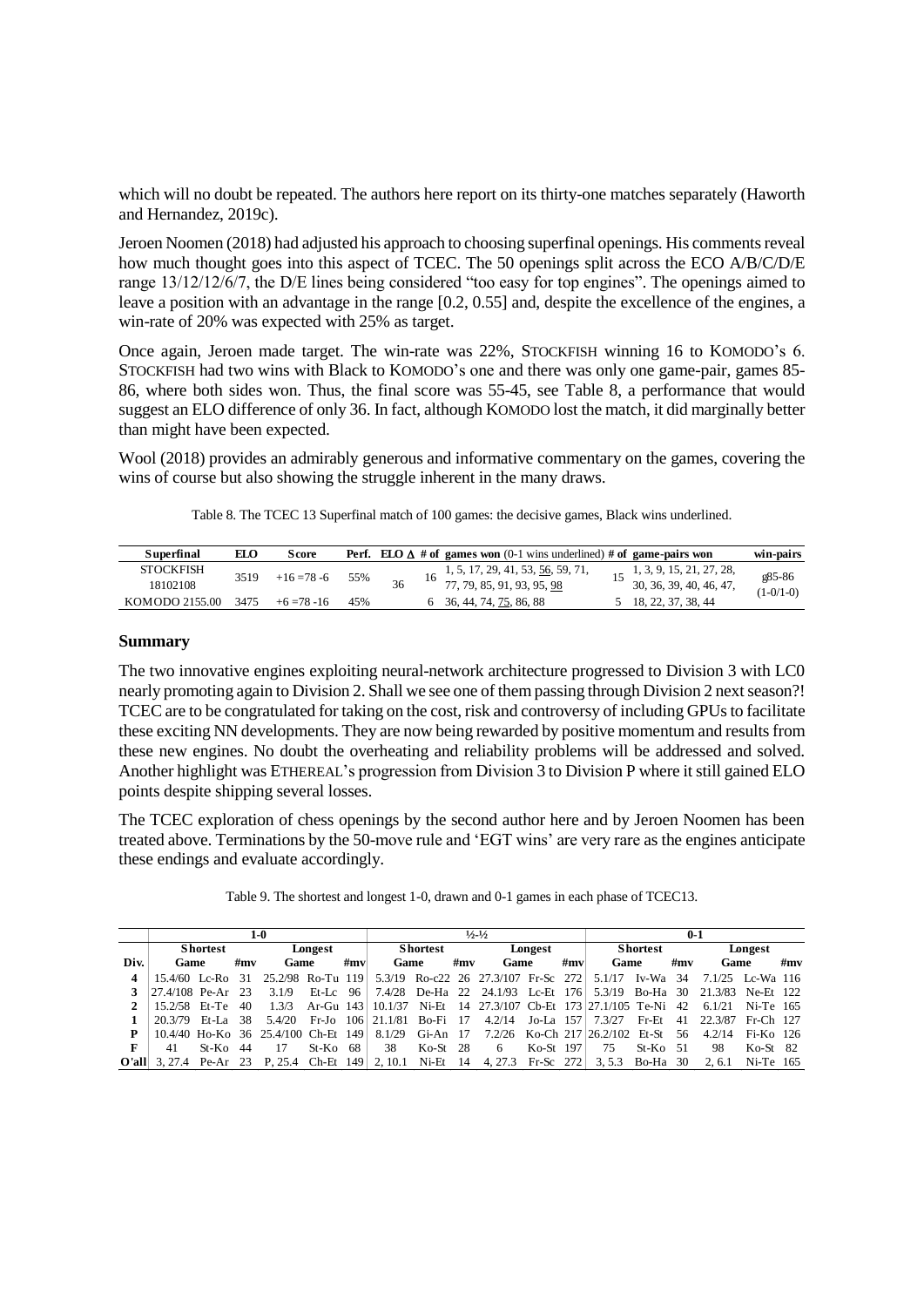which will no doubt be repeated. The authors here report on its thirty-one matches separately (Haworth and Hernandez, 2019c).

Jeroen Noomen (2018) had adjusted his approach to choosing superfinal openings. His comments reveal how much thought goes into this aspect of TCEC. The 50 openings split across the ECO A/B/C/D/E range 13/12/12/6/7, the D/E lines being considered "too easy for top engines". The openings aimed to leave a position with an advantage in the range [0.2, 0.55] and, despite the excellence of the engines, a win-rate of 20% was expected with 25% as target.

Once again, Jeroen made target. The win-rate was 22%, STOCKFISH winning 16 to KOMODO's 6. STOCKFISH had two wins with Black to KOMODO's one and there was only one game-pair, games 85-86, where both sides won. Thus, the final score was 55-45, see Table 8, a performance that would suggest an ELO difference of only 36. In fact, although KOMODO lost the match, it did marginally better than might have been expected.

Wool (2018) provides an admirably generous and informative commentary on the games, covering the wins of course but also showing the struggle inherent in the many draws.

Table 8. The TCEC 13 Superfinal match of 100 games: the decisive games, Black wins underlined.

| Superfinal | ELO | Score | Perf. | ELO Δ | # of | games won (0-1 wins underlined) | # of | game-pairs won | win-pairs |
|---|---|---|---|---|---|---|---|---|---|
| STOCKFISH 18102108 | 3519 | +16 =78 -6 | 55% | 36 | 16 | 1, 5, 17, 29, 41, 53, <u>56</u>, 59, 71, 77, 79, 85, 91, 93, 95, <u>98</u> | 15 | 1, 3, 9, 15, 21, 27, 28, 30, 36, 39, 40, 46, 47, | g85-86 (1-0/1-0) |
| KOMODO 2155.00 | 3475 | +6 =78 -16 | 45% | | 6 | 36, 44, 74, <u>75</u>, 86, 88 | 5 | 18, 22, 37, 38, 44 | |

## Summary

The two innovative engines exploiting neural-network architecture progressed to Division 3 with LC0 nearly promoting again to Division 2. Shall we see one of them passing through Division 2 next season?! TCEC are to be congratulated for taking on the cost, risk and controversy of including GPUs to facilitate these exciting NN developments. They are now being rewarded by positive momentum and results from these new engines. No doubt the overheating and reliability problems will be addressed and solved. Another highlight was ETHEREAL's progression from Division 3 to Division P where it still gained ELO points despite shipping several losses.

The TCEC exploration of chess openings by the second author here and by Jeroen Noomen has been treated above. Terminations by the 50-move rule and 'EGT wins' are very rare as the engines anticipate these endings and evaluate accordingly.

Table 9. The shortest and longest 1-0, drawn and 0-1 games in each phase of TCEC13.

| | 1-0 | | | | | | ½-½ | | | | | | 0-1 | | | | | |
|---|---|---|---|---|---|---|---|---|---|---|---|---|---|---|---|---|---|---|
| | Shortest | | | Longest | | | Shortest | | | Longest | | | Shortest | | | Longest | | |
| Div. | Game | | #mv | Game | | #mv | Game | | #mv | Game | | #mv | Game | | #mv | Game | | #mv |
| 4 | 15.4/60 | Lc-Ro | 31 | 25.2/98 | Ro-Tu | 119 | 5.3/19 | Ro-c22 | 26 | 27.3/107 | Fr-Sc | 272 | 5.1/17 | Iv-Wa | 34 | 7.1/25 | Lc-Wa | 116 |
| 3 | 27.4/108 | Pe-Ar | 23 | 3.1/9 | Et-Lc | 96 | 7.4/28 | De-Ha | 22 | 24.1/93 | Lc-Et | 176 | 5.3/19 | Bo-Ha | 30 | 21.3/83 | Ne-Et | 122 |
| 2 | 15.2/58 | Et-Te | 40 | 1.3/3 | Ar-Gu | 143 | 10.1/37 | Ni-Et | 14 | 27.3/107 | Cb-Et | 173 | 27.1/105 | Te-Ni | 42 | 6.1/21 | Ni-Te | 165 |
| 1 | 20.3/79 | Et-La | 38 | 5.4/20 | Fr-Jo | 106 | 21.1/81 | Bo-Fi | 17 | 4.2/14 | Jo-La | 157 | 7.3/27 | Fr-Et | 41 | 22.3/87 | Fr-Ch | 127 |
| P | 10.4/40 | Ho-Ko | 36 | 25.4/100 | Ch-Et | 149 | 8.1/29 | Gi-An | 17 | 7.2/26 | Ko-Ch | 217 | 26.2/102 | Et-St | 56 | 4.2/14 | Fi-Ko | 126 |
| F | 41 | St-Ko | 44 | 17 | St-Ko | 68 | 38 | Ko-St | 28 | 6 | Ko-St | 197 | 75 | St-Ko | 51 | 98 | Ko-St | 82 |
| O'all | 3, 27.4 | Pe-Ar | 23 | P, 25.4 | Ch-Et | 149 | 2, 10.1 | Ni-Et | 14 | 4, 27.3 | Fr-Sc | 272 | 3, 5.3 | Bo-Ha | 30 | 2, 6.1 | Ni-Te | 165 |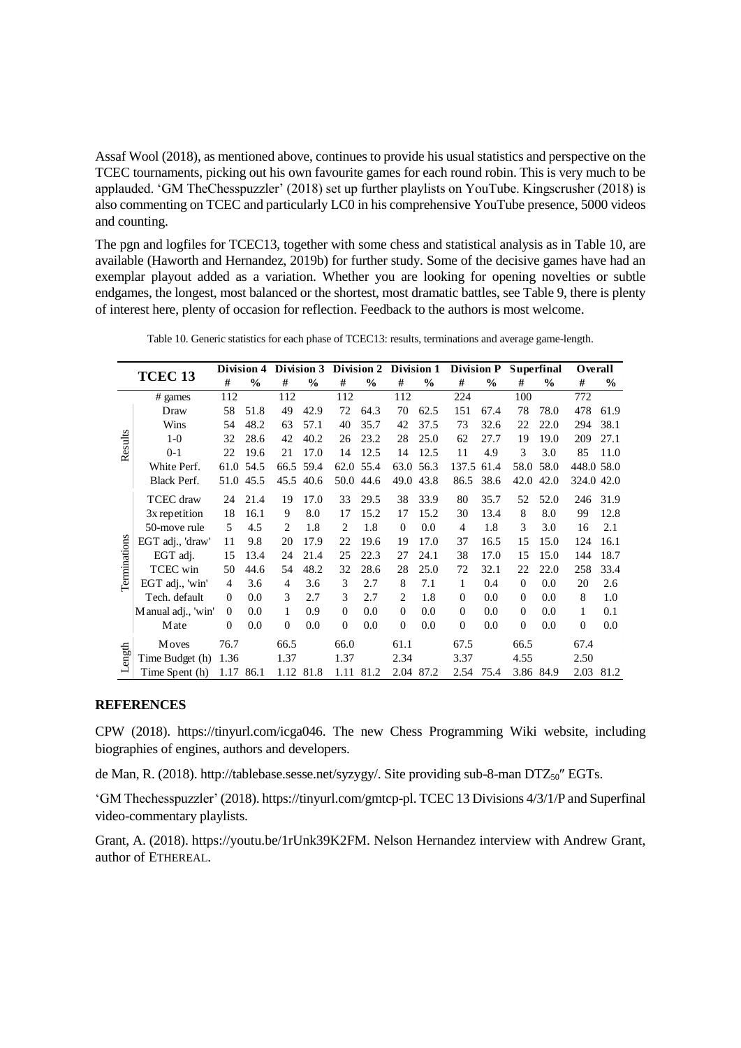Assaf Wool (2018), as mentioned above, continues to provide his usual statistics and perspective on the TCEC tournaments, picking out his own favourite games for each round robin. This is very much to be applauded. 'GM TheChesspuzzler' (2018) set up further playlists on YouTube. Kingscrusher (2018) is also commenting on TCEC and particularly LC0 in his comprehensive YouTube presence, 5000 videos and counting.

The pgn and logfiles for TCEC13, together with some chess and statistical analysis as in Table 10, are available (Haworth and Hernandez, 2019b) for further study. Some of the decisive games have had an exemplar playout added as a variation. Whether you are looking for opening novelties or subtle endgames, the longest, most balanced or the shortest, most dramatic battles, see Table 9, there is plenty of interest here, plenty of occasion for reflection. Feedback to the authors is most welcome.

Table 10. Generic statistics for each phase of TCEC13: results, terminations and average game-length.

| | TCEC 13 | Division 4 | | Division 3 | | Division 2 | | Division 1 | | Division P | | Superfinal | | Overall | |
|---|---|---|---|---|---|---|---|---|---|---|---|---|---|---|---|
| | | # | % | # | % | # | % | # | % | # | % | # | % | # | % |
| Results | # games | 112 | | 112 | | 112 | | 112 | | 224 | | 100 | | 772 | |
| | Draw | 58 | 51.8 | 49 | 42.9 | 72 | 64.3 | 70 | 62.5 | 151 | 67.4 | 78 | 78.0 | 478 | 61.9 |
| | Wins | 54 | 48.2 | 63 | 57.1 | 40 | 35.7 | 42 | 37.5 | 73 | 32.6 | 22 | 22.0 | 294 | 38.1 |
| | 1-0 | 32 | 28.6 | 42 | 40.2 | 26 | 23.2 | 28 | 25.0 | 62 | 27.7 | 19 | 19.0 | 209 | 27.1 |
| | 0-1 | 22 | 19.6 | 21 | 17.0 | 14 | 12.5 | 14 | 12.5 | 11 | 4.9 | 3 | 3.0 | 85 | 11.0 |
| | White Perf. | 61.0 | 54.5 | 66.5 | 59.4 | 62.0 | 55.4 | 63.0 | 56.3 | 137.5 | 61.4 | 58.0 | 58.0 | 448.0 | 58.0 |
| | Black Perf. | 51.0 | 45.5 | 45.5 | 40.6 | 50.0 | 44.6 | 49.0 | 43.8 | 86.5 | 38.6 | 42.0 | 42.0 | 324.0 | 42.0 |
| Terminations | TCEC draw | 24 | 21.4 | 19 | 17.0 | 33 | 29.5 | 38 | 33.9 | 80 | 35.7 | 52 | 52.0 | 246 | 31.9 |
| | 3x repetition | 18 | 16.1 | 9 | 8.0 | 17 | 15.2 | 17 | 15.2 | 30 | 13.4 | 8 | 8.0 | 99 | 12.8 |
| | 50-move rule | 5 | 4.5 | 2 | 1.8 | 2 | 1.8 | 0 | 0.0 | 4 | 1.8 | 3 | 3.0 | 16 | 2.1 |
| | EGT adj., 'draw' | 11 | 9.8 | 20 | 17.9 | 22 | 19.6 | 19 | 17.0 | 37 | 16.5 | 15 | 15.0 | 124 | 16.1 |
| | EGT adj. | 15 | 13.4 | 24 | 21.4 | 25 | 22.3 | 27 | 24.1 | 38 | 17.0 | 15 | 15.0 | 144 | 18.7 |
| | TCEC win | 50 | 44.6 | 54 | 48.2 | 32 | 28.6 | 28 | 25.0 | 72 | 32.1 | 22 | 22.0 | 258 | 33.4 |
| | EGT adj., 'win' | 4 | 3.6 | 4 | 3.6 | 3 | 2.7 | 8 | 7.1 | 1 | 0.4 | 0 | 0.0 | 20 | 2.6 |
| | Tech. default | 0 | 0.0 | 3 | 2.7 | 3 | 2.7 | 2 | 1.8 | 0 | 0.0 | 0 | 0.0 | 8 | 1.0 |
| | Manual adj., 'win' | 0 | 0.0 | 1 | 0.9 | 0 | 0.0 | 0 | 0.0 | 0 | 0.0 | 0 | 0.0 | 1 | 0.1 |
| | Mate | 0 | 0.0 | 0 | 0.0 | 0 | 0.0 | 0 | 0.0 | 0 | 0.0 | 0 | 0.0 | 0 | 0.0 |
| Length | Moves | 76.7 | | 66.5 | | 66.0 | | 61.1 | | 67.5 | | 66.5 | | 67.4 | |
| | Time Budget (h) | 1.36 | | 1.37 | | 1.37 | | 2.34 | | 3.37 | | 4.55 | | 2.50 | |
| | Time Spent (h) | 1.17 | 86.1 | 1.12 | 81.8 | 1.11 | 81.2 | 2.04 | 87.2 | 2.54 | 75.4 | 3.86 | 84.9 | 2.03 | 81.2 |

## REFERENCES

CPW (2018). https://tinyurl.com/icga046. The new Chess Programming Wiki website, including biographies of engines, authors and developers.

de Man, R. (2018). http://tablebase.sesse.net/syzygy/. Site providing sub-8-man $DTZ_{50}$″ EGTs.

'GM Thechesspuzzler' (2018). https://tinyurl.com/gmtcp-pl. TCEC 13 Divisions 4/3/1/P and Superfinal video-commentary playlists.

Grant, A. (2018). https://youtu.be/1rUnk39K2FM. Nelson Hernandez interview with Andrew Grant, author of ETHEREAL.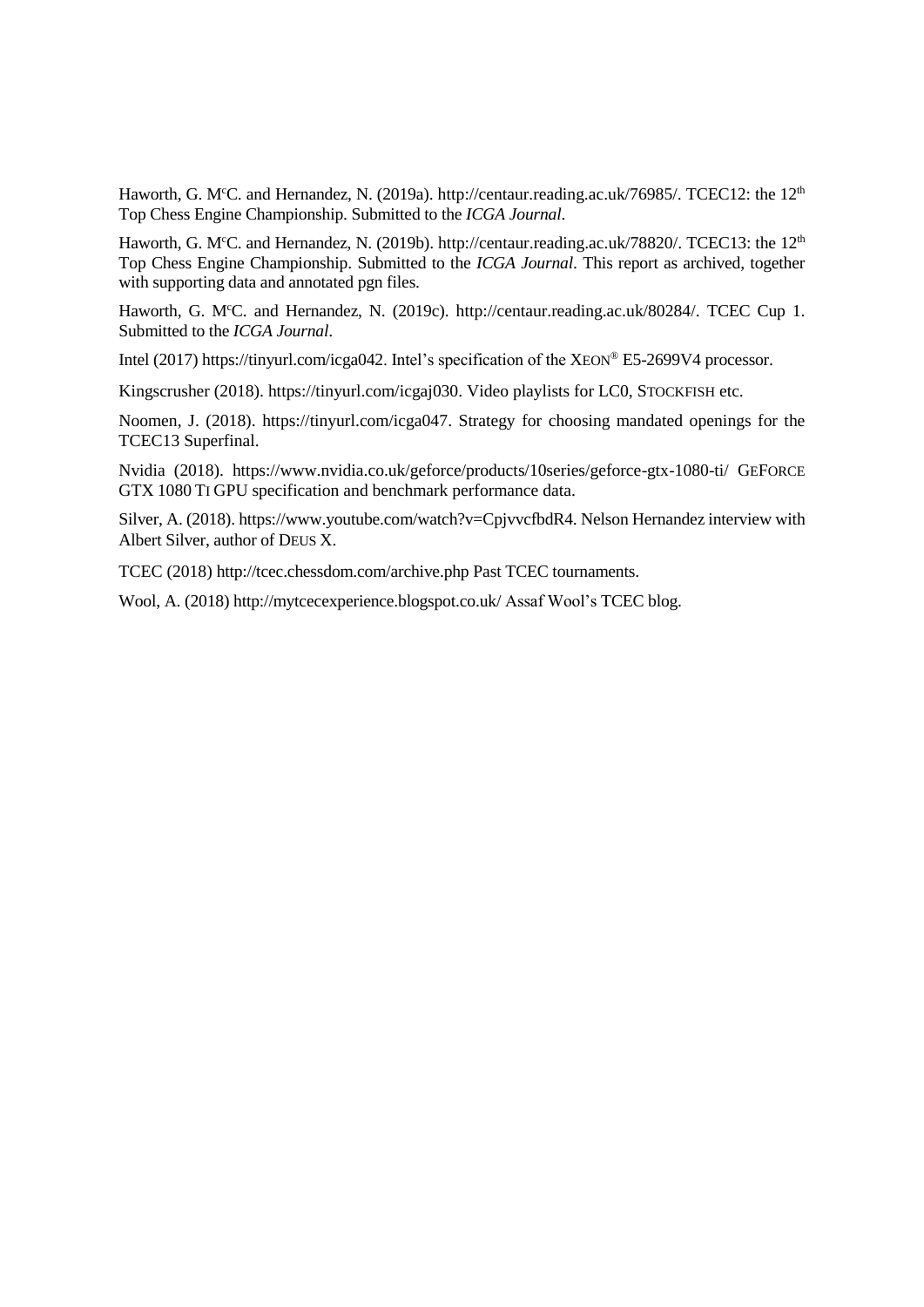Haworth, G. M^c^C. and Hernandez, N. (2019a). http://centaur.reading.ac.uk/76985/. TCEC12: the 12th Top Chess Engine Championship. Submitted to the *ICGA Journal*.

Haworth, G. M^c^C. and Hernandez, N. (2019b). http://centaur.reading.ac.uk/78820/. TCEC13: the 12th Top Chess Engine Championship. Submitted to the *ICGA Journal*. This report as archived, together with supporting data and annotated pgn files.

Haworth, G. M^c^C. and Hernandez, N. (2019c). http://centaur.reading.ac.uk/80284/. TCEC Cup 1. Submitted to the *ICGA Journal*.

Intel (2017) https://tinyurl.com/icga042. Intel's specification of the XEON® E5-2699V4 processor.

Kingscrusher (2018). https://tinyurl.com/icgaj030. Video playlists for LC0, STOCKFISH etc.

Noomen, J. (2018). https://tinyurl.com/icga047. Strategy for choosing mandated openings for the TCEC13 Superfinal.

Nvidia (2018). https://www.nvidia.co.uk/geforce/products/10series/geforce-gtx-1080-ti/ GEFORCE GTX 1080 TI GPU specification and benchmark performance data.

Silver, A. (2018). https://www.youtube.com/watch?v=CpjvvcfbdR4. Nelson Hernandez interview with Albert Silver, author of DEUS X.

TCEC (2018) http://tcec.chessdom.com/archive.php Past TCEC tournaments.

Wool, A. (2018) http://mytcecexperience.blogspot.co.uk/ Assaf Wool's TCEC blog.